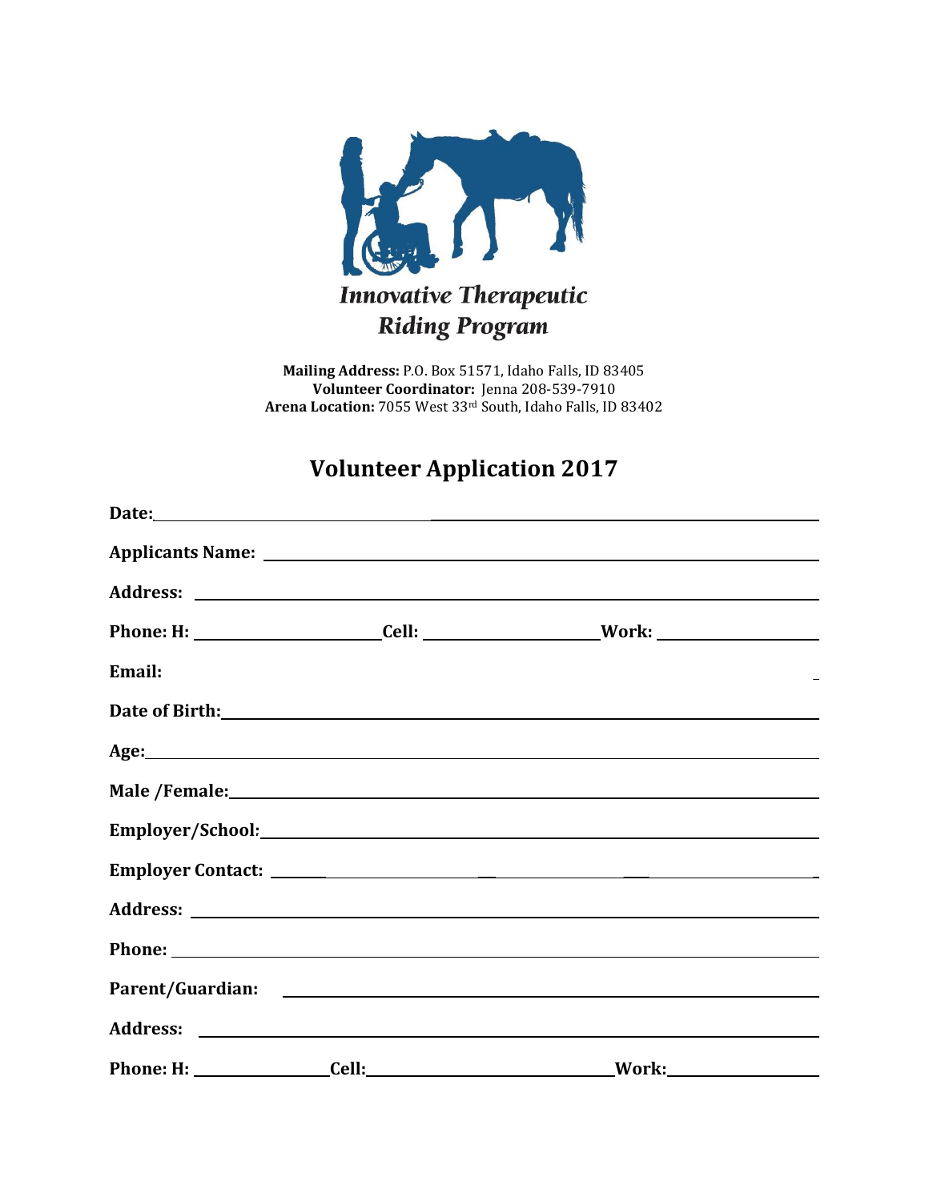**Innovative Therapeutic Riding Program**

**Mailing Address:** P.O. Box 51571, Idaho Falls, ID 83405
**Volunteer Coordinator:** Jenna 208-539-7910
**Arena Location:** 7055 West 33rd South, Idaho Falls, ID 83402

# Volunteer Application 2017

**Date:** ______________________________

**Applicants Name:** ______________________________

**Address:** ______________________________

**Phone: H:** ____________ **Cell:** ____________ **Work:** ____________

**Email:** ______________________________

**Date of Birth:** ______________________________

**Age:** ______________________________

**Male /Female:** ______________________________

**Employer/School:** ______________________________

**Employer Contact:** ______________________________

**Address:** ______________________________

**Phone:** ______________________________

**Parent/Guardian:** ______________________________

**Address:** ______________________________

**Phone: H:** ____________ **Cell:** ____________ **Work:** ____________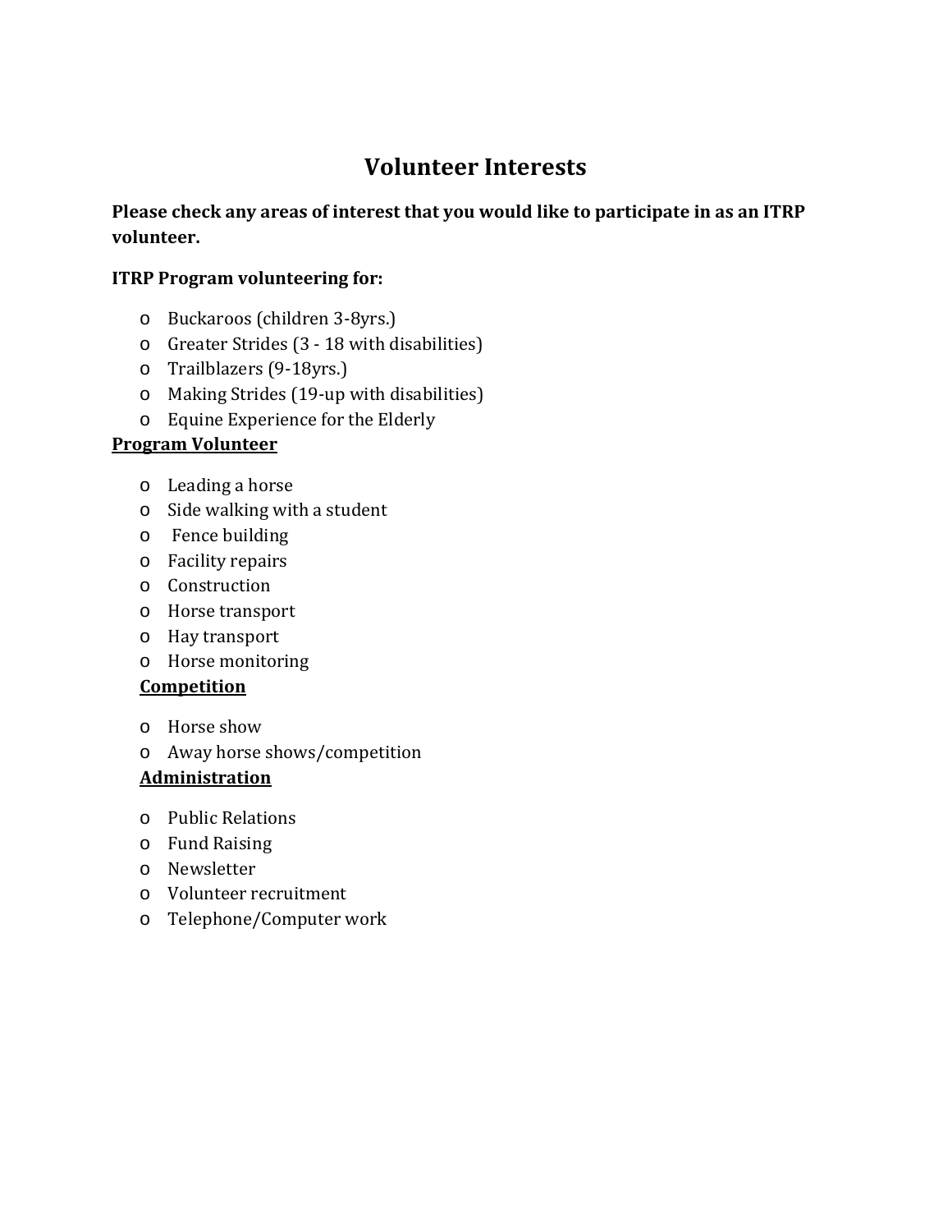# Volunteer Interests

**Please check any areas of interest that you would like to participate in as an ITRP volunteer.**

**ITRP Program volunteering for:**

- Buckaroos (children 3-8yrs.)
- Greater Strides (3 - 18 with disabilities)
- Trailblazers (9-18yrs.)
- Making Strides (19-up with disabilities)
- Equine Experience for the Elderly

**<u>Program Volunteer</u>**

- Leading a horse
- Side walking with a student
- Fence building
- Facility repairs
- Construction
- Horse transport
- Hay transport
- Horse monitoring

**<u>Competition</u>**

- Horse show
- Away horse shows/competition

**<u>Administration</u>**

- Public Relations
- Fund Raising
- Newsletter
- Volunteer recruitment
- Telephone/Computer work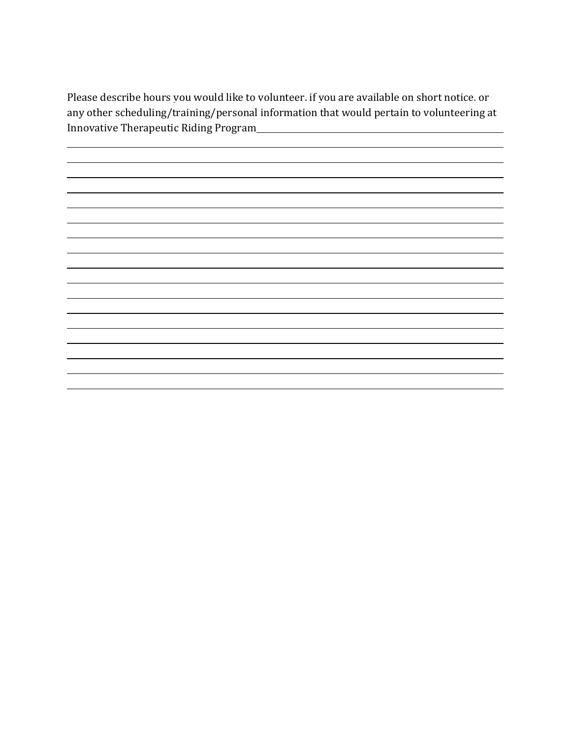Please describe hours you would like to volunteer. if you are available on short notice. or any other scheduling/training/personal information that would pertain to volunteering at Innovative Therapeutic Riding Program________________________________________________

______________________________________________________________________________

______________________________________________________________________________

______________________________________________________________________________

______________________________________________________________________________

______________________________________________________________________________

______________________________________________________________________________

______________________________________________________________________________

______________________________________________________________________________

______________________________________________________________________________

______________________________________________________________________________

______________________________________________________________________________

______________________________________________________________________________

______________________________________________________________________________

______________________________________________________________________________

______________________________________________________________________________

______________________________________________________________________________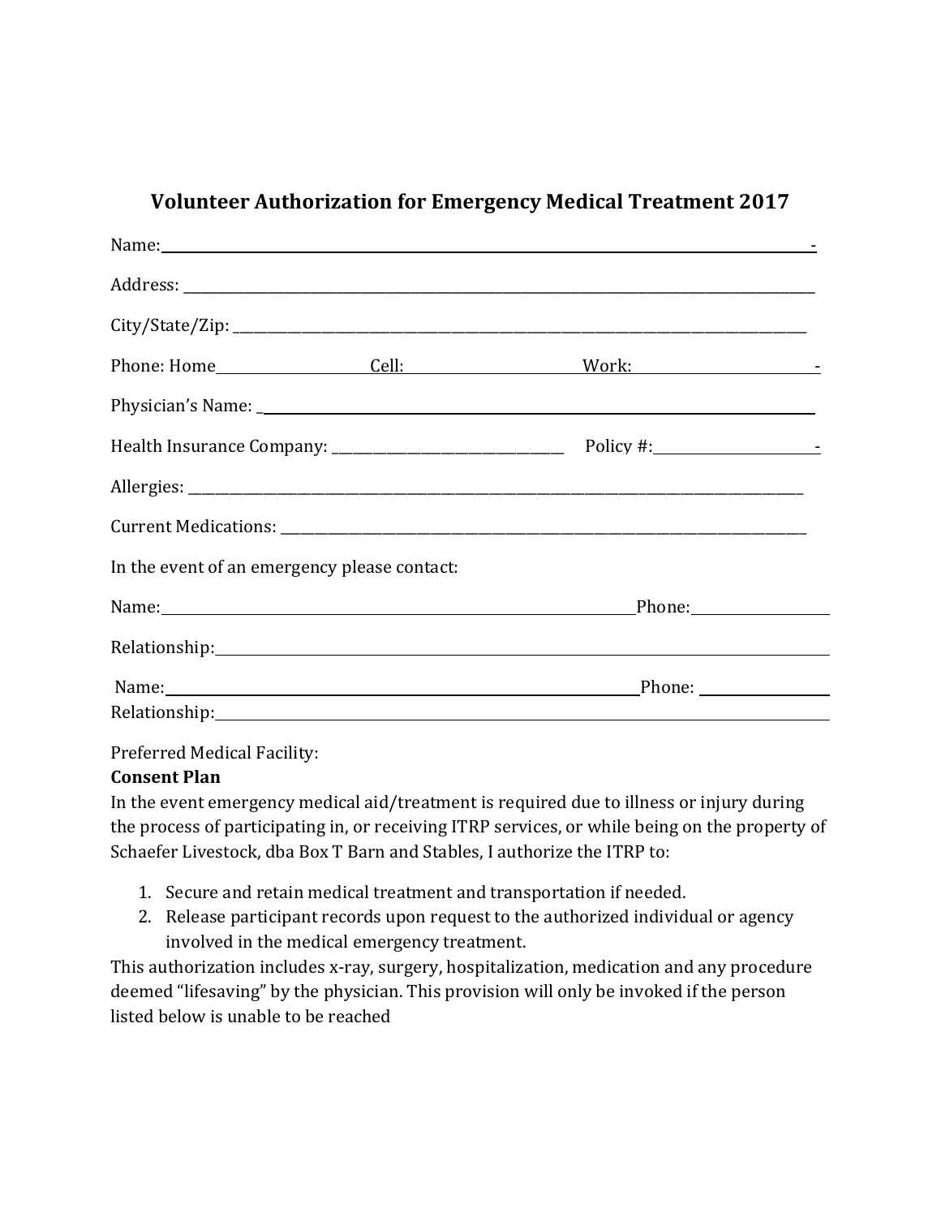# Volunteer Authorization for Emergency Medical Treatment 2017

Name:______________________________________________________________________________-

Address: ______________________________________________________________________________

City/State/Zip: _________________________________________________________________________

Phone: Home_________________ Cell:___________________ Work:____________________-

Physician's Name: _______________________________________________________________________

Health Insurance Company: ______________________________ Policy #:___________________-

Allergies: _____________________________________________________________________________

Current Medications: ____________________________________________________________________

In the event of an emergency please contact:

Name:________________________________________________________Phone:________________

Relationship:___________________________________________________________________________

Name:________________________________________________________Phone: ________________

Relationship:___________________________________________________________________________

Preferred Medical Facility:

**Consent Plan**

In the event emergency medical aid/treatment is required due to illness or injury during the process of participating in, or receiving ITRP services, or while being on the property of Schaefer Livestock, dba Box T Barn and Stables, I authorize the ITRP to:

1. Secure and retain medical treatment and transportation if needed.
2. Release participant records upon request to the authorized individual or agency involved in the medical emergency treatment.

This authorization includes x-ray, surgery, hospitalization, medication and any procedure deemed "lifesaving" by the physician. This provision will only be invoked if the person listed below is unable to be reached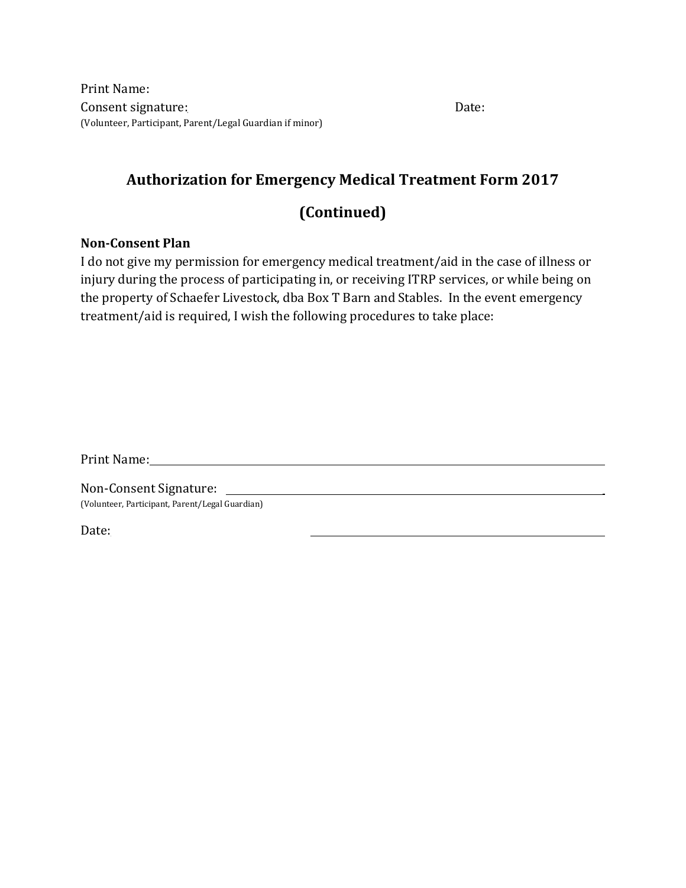Print Name:

Consent signature: Date:

(Volunteer, Participant, Parent/Legal Guardian if minor)

## Authorization for Emergency Medical Treatment Form 2017

## (Continued)

**Non-Consent Plan**

I do not give my permission for emergency medical treatment/aid in the case of illness or injury during the process of participating in, or receiving ITRP services, or while being on the property of Schaefer Livestock, dba Box T Barn and Stables. In the event emergency treatment/aid is required, I wish the following procedures to take place:

Print Name: ______________________________

Non-Consent Signature: ______________________________

(Volunteer, Participant, Parent/Legal Guardian)

Date: ______________________________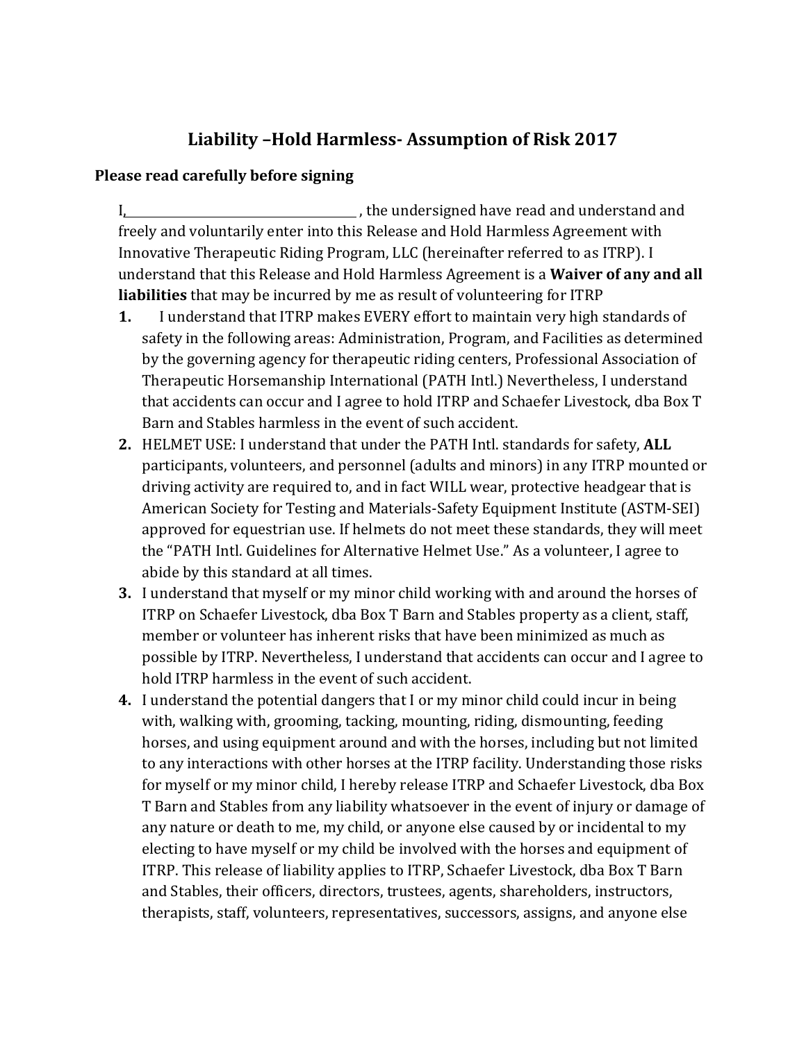# Liability –Hold Harmless- Assumption of Risk 2017

**Please read carefully before signing**

I,\_\_\_\_\_\_\_\_\_\_\_\_\_\_\_\_\_\_\_\_\_\_\_\_\_\_\_\_\_\_\_\_\_\_\_\_ , the undersigned have read and understand and freely and voluntarily enter into this Release and Hold Harmless Agreement with Innovative Therapeutic Riding Program, LLC (hereinafter referred to as ITRP). I understand that this Release and Hold Harmless Agreement is a **Waiver of any and all liabilities** that may be incurred by me as result of volunteering for ITRP

1. I understand that ITRP makes EVERY effort to maintain very high standards of safety in the following areas: Administration, Program, and Facilities as determined by the governing agency for therapeutic riding centers, Professional Association of Therapeutic Horsemanship International (PATH Intl.) Nevertheless, I understand that accidents can occur and I agree to hold ITRP and Schaefer Livestock, dba Box T Barn and Stables harmless in the event of such accident.
2. HELMET USE: I understand that under the PATH Intl. standards for safety, **ALL** participants, volunteers, and personnel (adults and minors) in any ITRP mounted or driving activity are required to, and in fact WILL wear, protective headgear that is American Society for Testing and Materials-Safety Equipment Institute (ASTM-SEI) approved for equestrian use. If helmets do not meet these standards, they will meet the "PATH Intl. Guidelines for Alternative Helmet Use." As a volunteer, I agree to abide by this standard at all times.
3. I understand that myself or my minor child working with and around the horses of ITRP on Schaefer Livestock, dba Box T Barn and Stables property as a client, staff, member or volunteer has inherent risks that have been minimized as much as possible by ITRP. Nevertheless, I understand that accidents can occur and I agree to hold ITRP harmless in the event of such accident.
4. I understand the potential dangers that I or my minor child could incur in being with, walking with, grooming, tacking, mounting, riding, dismounting, feeding horses, and using equipment around and with the horses, including but not limited to any interactions with other horses at the ITRP facility. Understanding those risks for myself or my minor child, I hereby release ITRP and Schaefer Livestock, dba Box T Barn and Stables from any liability whatsoever in the event of injury or damage of any nature or death to me, my child, or anyone else caused by or incidental to my electing to have myself or my child be involved with the horses and equipment of ITRP. This release of liability applies to ITRP, Schaefer Livestock, dba Box T Barn and Stables, their officers, directors, trustees, agents, shareholders, instructors, therapists, staff, volunteers, representatives, successors, assigns, and anyone else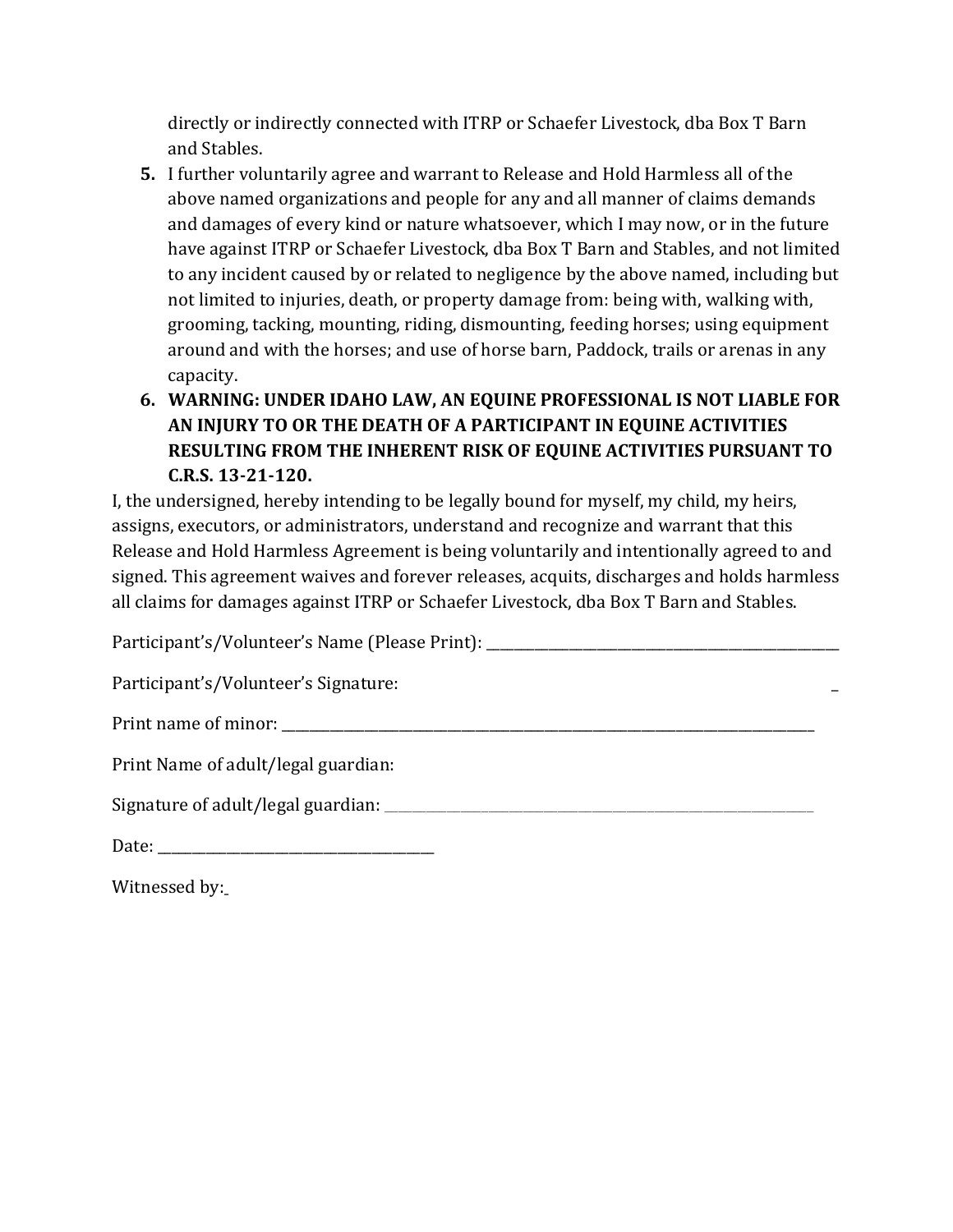directly or indirectly connected with ITRP or Schaefer Livestock, dba Box T Barn and Stables.

5. I further voluntarily agree and warrant to Release and Hold Harmless all of the above named organizations and people for any and all manner of claims demands and damages of every kind or nature whatsoever, which I may now, or in the future have against ITRP or Schaefer Livestock, dba Box T Barn and Stables, and not limited to any incident caused by or related to negligence by the above named, including but not limited to injuries, death, or property damage from: being with, walking with, grooming, tacking, mounting, riding, dismounting, feeding horses; using equipment around and with the horses; and use of horse barn, Paddock, trails or arenas in any capacity.
6. **WARNING: UNDER IDAHO LAW, AN EQUINE PROFESSIONAL IS NOT LIABLE FOR AN INJURY TO OR THE DEATH OF A PARTICIPANT IN EQUINE ACTIVITIES RESULTING FROM THE INHERENT RISK OF EQUINE ACTIVITIES PURSUANT TO C.R.S. 13-21-120.**

I, the undersigned, hereby intending to be legally bound for myself, my child, my heirs, assigns, executors, or administrators, understand and recognize and warrant that this Release and Hold Harmless Agreement is being voluntarily and intentionally agreed to and signed. This agreement waives and forever releases, acquits, discharges and holds harmless all claims for damages against ITRP or Schaefer Livestock, dba Box T Barn and Stables.

Participant's/Volunteer's Name (Please Print): ______________________________

Participant's/Volunteer's Signature: _

Print name of minor: ______________________________

Print Name of adult/legal guardian:

Signature of adult/legal guardian: ______________________________

Date: ______________________

Witnessed by: _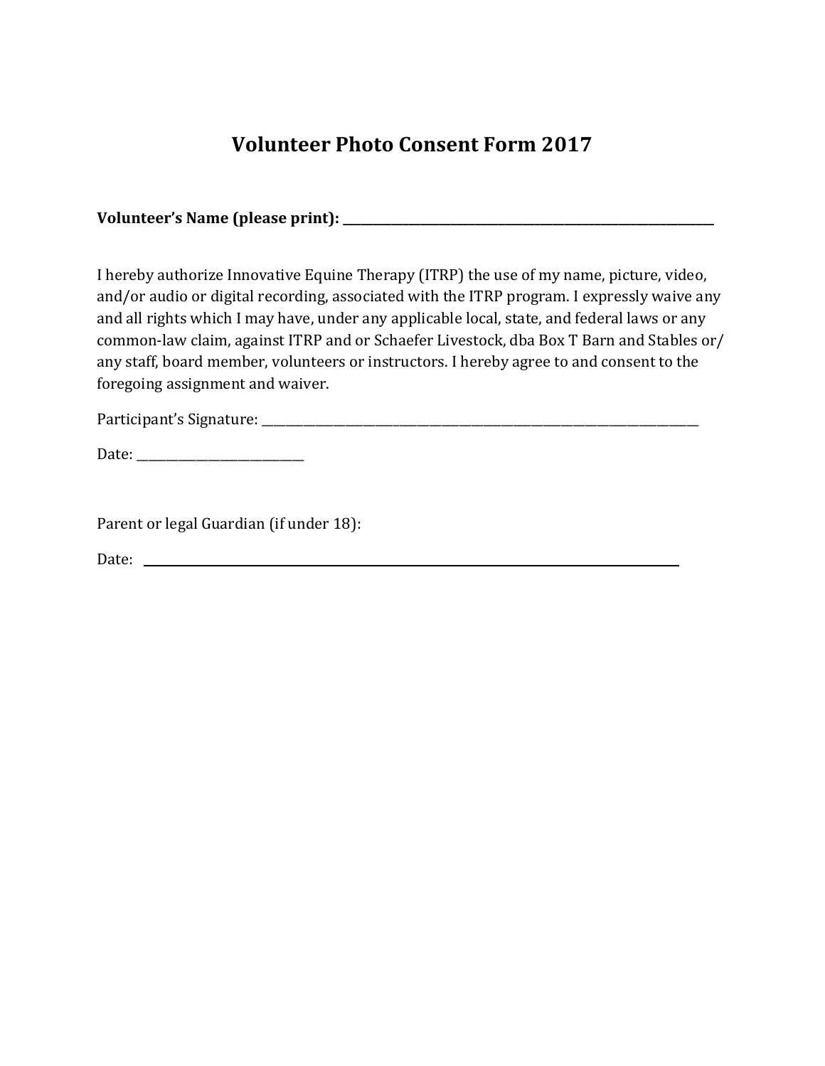# Volunteer Photo Consent Form 2017

**Volunteer's Name (please print): ___________________________________________________**

I hereby authorize Innovative Equine Therapy (ITRP) the use of my name, picture, video, and/or audio or digital recording, associated with the ITRP program. I expressly waive any and all rights which I may have, under any applicable local, state, and federal laws or any common-law claim, against ITRP and or Schaefer Livestock, dba Box T Barn and Stables or/ any staff, board member, volunteers or instructors. I hereby agree to and consent to the foregoing assignment and waiver.

Participant's Signature: ___________________________________________________________

Date: _____________________

Parent or legal Guardian (if under 18):

Date: ___________________________________________________________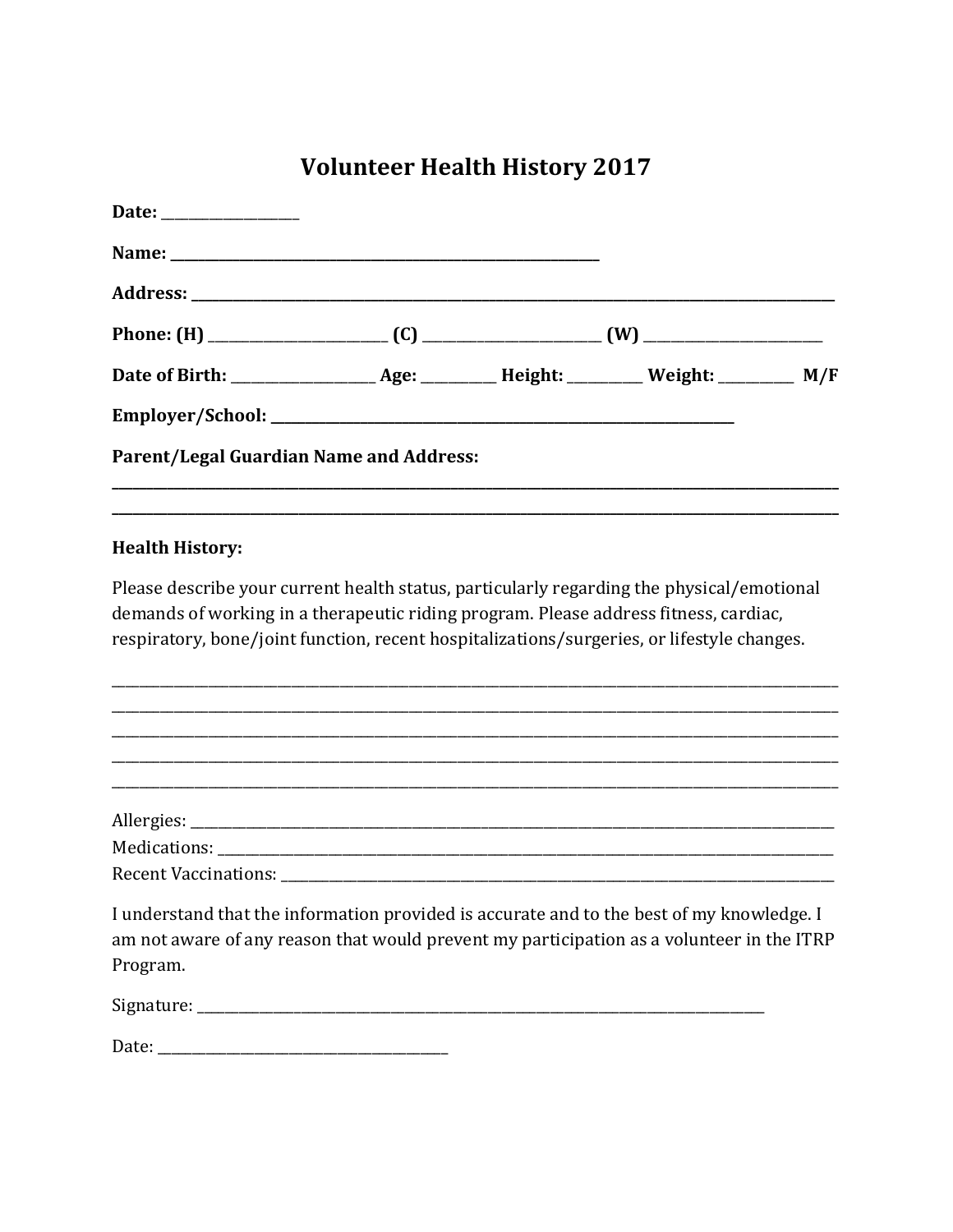# Volunteer Health History 2017

**Date:** ___________________

**Name:** ___________________________________________________________

**Address:** _______________________________________________________________________________________

**Phone: (H)** ________________________ **(C)** ________________________ **(W)** ________________________

**Date of Birth:** ___________________ **Age:** _________ **Height:** _________ **Weight:** _________ **M/F**

**Employer/School:** ________________________________________________________________

**Parent/Legal Guardian Name and Address:**

______________________________________________________________________________________________

______________________________________________________________________________________________

**Health History:**

Please describe your current health status, particularly regarding the physical/emotional demands of working in a therapeutic riding program. Please address fitness, cardiac, respiratory, bone/joint function, recent hospitalizations/surgeries, or lifestyle changes.

______________________________________________________________________________________________

______________________________________________________________________________________________

______________________________________________________________________________________________

______________________________________________________________________________________________

______________________________________________________________________________________________

Allergies: ___________________________________________________________________________________

Medications: ________________________________________________________________________________

Recent Vaccinations: _________________________________________________________________________

I understand that the information provided is accurate and to the best of my knowledge. I am not aware of any reason that would prevent my participation as a volunteer in the ITRP Program.

Signature: ___________________________________________________________________________

Date: ________________________________________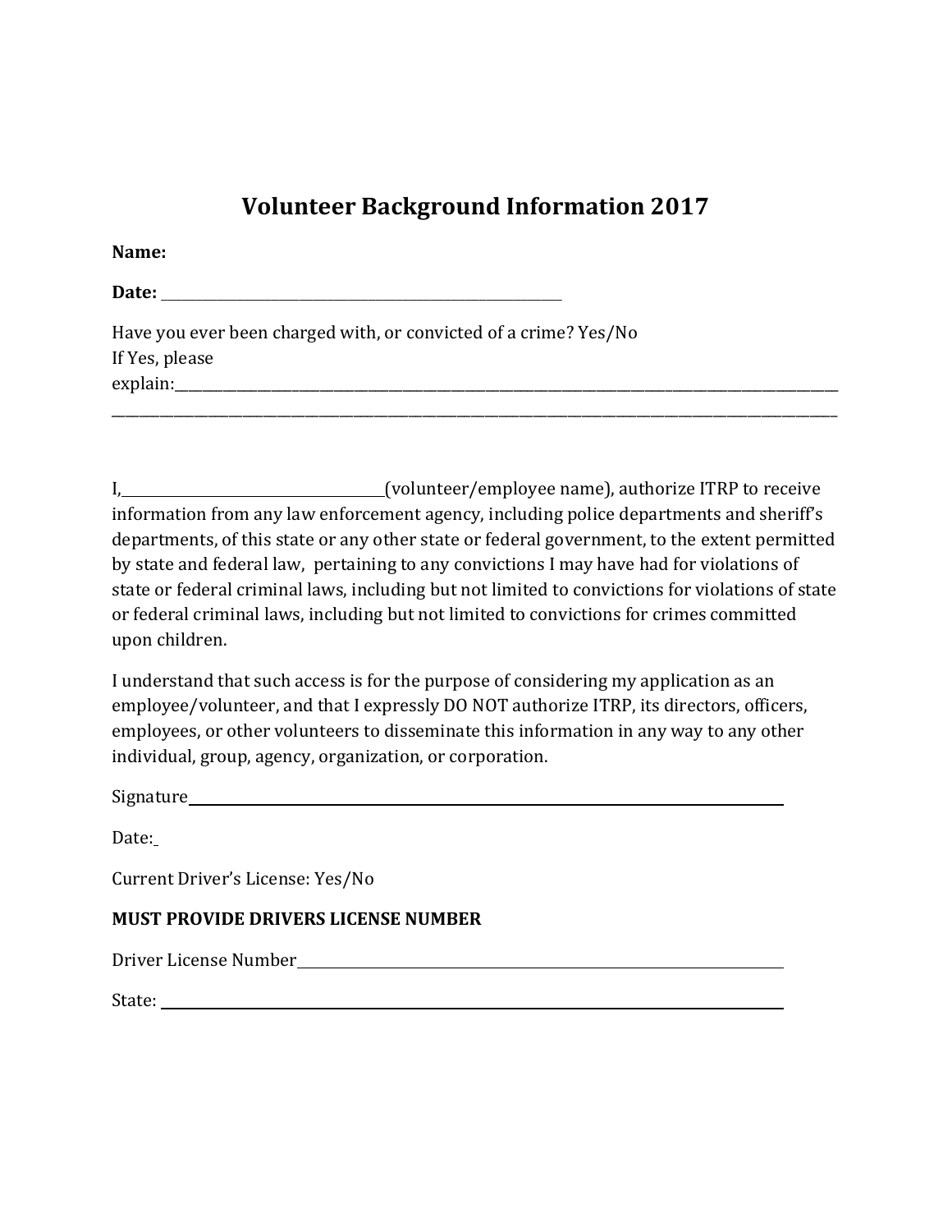# Volunteer Background Information 2017

**Name:**

**Date:** ______________________________________________

Have you ever been charged with, or convicted of a crime? Yes/No
If Yes, please
explain:___________________________________________________________________________________
___________________________________________________________________________________________

I,________________________________(volunteer/employee name), authorize ITRP to receive information from any law enforcement agency, including police departments and sheriff's departments, of this state or any other state or federal government, to the extent permitted by state and federal law, pertaining to any convictions I may have had for violations of state or federal criminal laws, including but not limited to convictions for violations of state or federal criminal laws, including but not limited to convictions for crimes committed upon children.

I understand that such access is for the purpose of considering my application as an employee/volunteer, and that I expressly DO NOT authorize ITRP, its directors, officers, employees, or other volunteers to disseminate this information in any way to any other individual, group, agency, organization, or corporation.

Signature_________________________________________________________________

Date:_

Current Driver's License: Yes/No

**MUST PROVIDE DRIVERS LICENSE NUMBER**

Driver License Number______________________________________________________

State: ____________________________________________________________________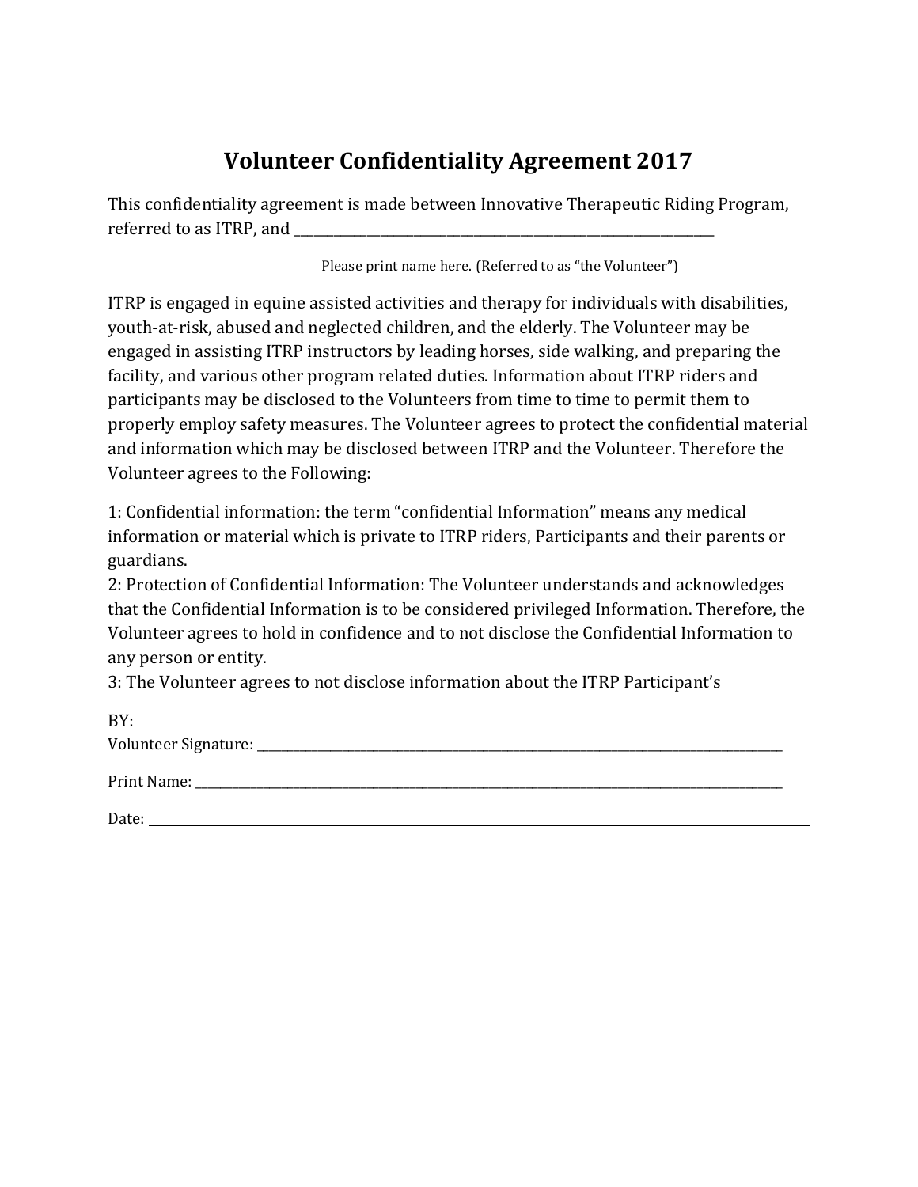# Volunteer Confidentiality Agreement 2017

This confidentiality agreement is made between Innovative Therapeutic Riding Program, referred to as ITRP, and ___________________________________________

Please print name here. (Referred to as "the Volunteer")

ITRP is engaged in equine assisted activities and therapy for individuals with disabilities, youth-at-risk, abused and neglected children, and the elderly. The Volunteer may be engaged in assisting ITRP instructors by leading horses, side walking, and preparing the facility, and various other program related duties. Information about ITRP riders and participants may be disclosed to the Volunteers from time to time to permit them to properly employ safety measures. The Volunteer agrees to protect the confidential material and information which may be disclosed between ITRP and the Volunteer. Therefore the Volunteer agrees to the Following:

1: Confidential information: the term "confidential Information" means any medical information or material which is private to ITRP riders, Participants and their parents or guardians.

2: Protection of Confidential Information: The Volunteer understands and acknowledges that the Confidential Information is to be considered privileged Information. Therefore, the Volunteer agrees to hold in confidence and to not disclose the Confidential Information to any person or entity.

3: The Volunteer agrees to not disclose information about the ITRP Participant's

BY:

Volunteer Signature: ___________________________________________

Print Name: ___________________________________________

Date: ___________________________________________